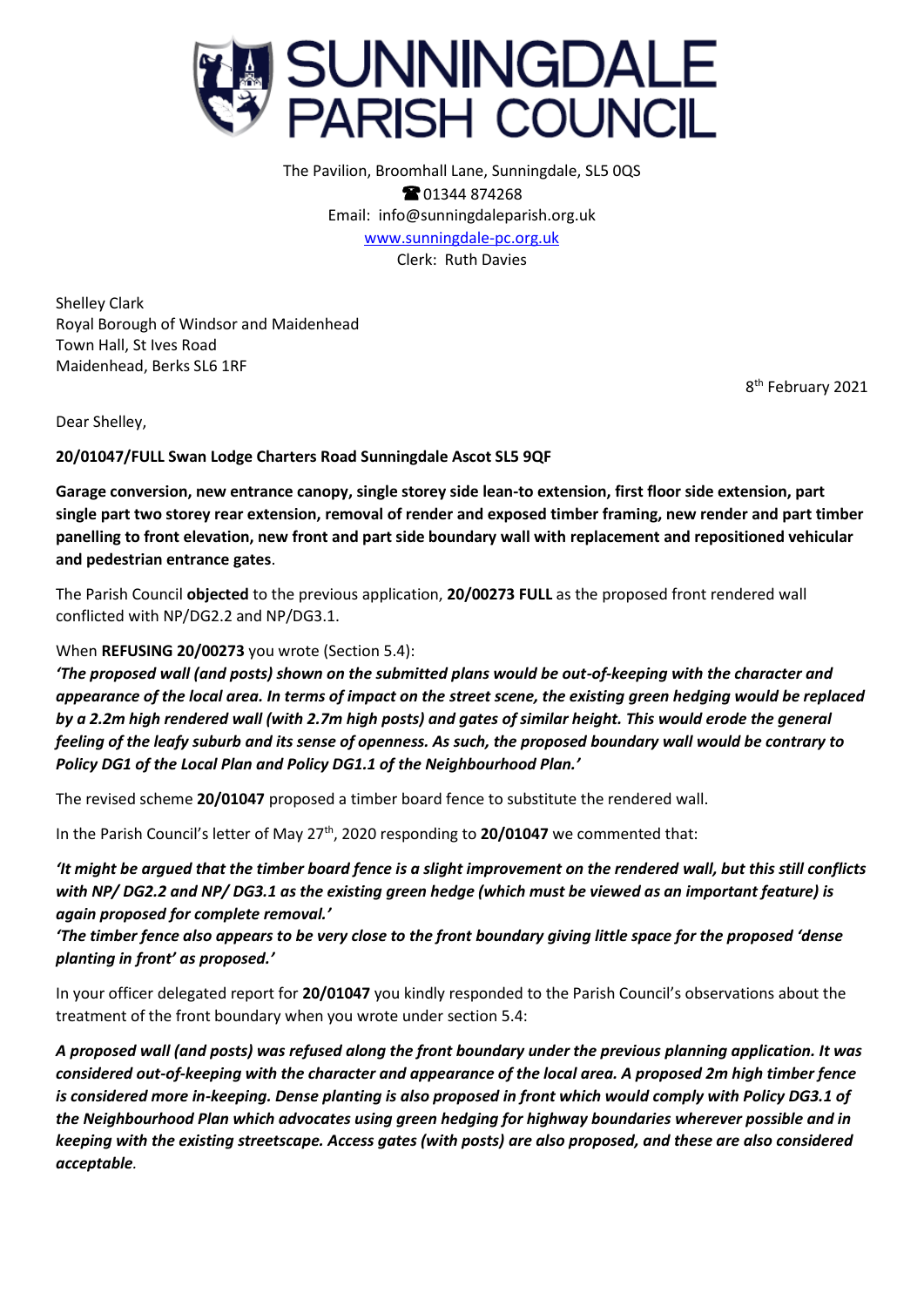# SUNNINGDALE PARISH COUNCIL

The Pavilion, Broomhall Lane, Sunningdale, SL5 0QS
☎ 01344 874268
Email: info@sunningdaleparish.org.uk
www.sunningdale-pc.org.uk
Clerk: Ruth Davies

Shelley Clark
Royal Borough of Windsor and Maidenhead
Town Hall, St Ives Road
Maidenhead, Berks SL6 1RF

8th February 2021

Dear Shelley,

**20/01047/FULL Swan Lodge Charters Road Sunningdale Ascot SL5 9QF**

**Garage conversion, new entrance canopy, single storey side lean-to extension, first floor side extension, part single part two storey rear extension, removal of render and exposed timber framing, new render and part timber panelling to front elevation, new front and part side boundary wall with replacement and repositioned vehicular and pedestrian entrance gates**.

The Parish Council **objected** to the previous application, **20/00273 FULL** as the proposed front rendered wall conflicted with NP/DG2.2 and NP/DG3.1.

When **REFUSING 20/00273** you wrote (Section 5.4):

***'The proposed wall (and posts) shown on the submitted plans would be out-of-keeping with the character and appearance of the local area. In terms of impact on the street scene, the existing green hedging would be replaced by a 2.2m high rendered wall (with 2.7m high posts) and gates of similar height. This would erode the general feeling of the leafy suburb and its sense of openness. As such, the proposed boundary wall would be contrary to Policy DG1 of the Local Plan and Policy DG1.1 of the Neighbourhood Plan.'***

The revised scheme **20/01047** proposed a timber board fence to substitute the rendered wall.

In the Parish Council's letter of May 27th, 2020 responding to **20/01047** we commented that:

***'It might be argued that the timber board fence is a slight improvement on the rendered wall, but this still conflicts with NP/ DG2.2 and NP/ DG3.1 as the existing green hedge (which must be viewed as an important feature) is again proposed for complete removal.'***

***'The timber fence also appears to be very close to the front boundary giving little space for the proposed 'dense planting in front' as proposed.'***

In your officer delegated report for **20/01047** you kindly responded to the Parish Council's observations about the treatment of the front boundary when you wrote under section 5.4:

***A proposed wall (and posts) was refused along the front boundary under the previous planning application. It was considered out-of-keeping with the character and appearance of the local area. A proposed 2m high timber fence is considered more in-keeping. Dense planting is also proposed in front which would comply with Policy DG3.1 of the Neighbourhood Plan which advocates using green hedging for highway boundaries wherever possible and in keeping with the existing streetscape. Access gates (with posts) are also proposed, and these are also considered acceptable***.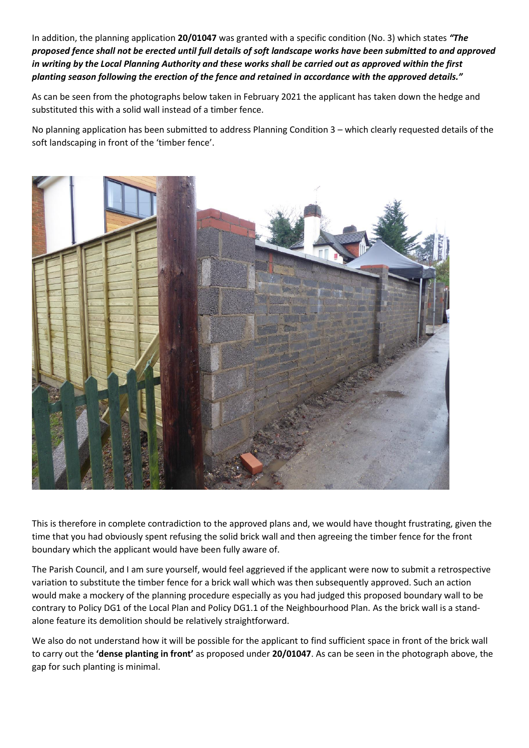In addition, the planning application **20/01047** was granted with a specific condition (No. 3) which states ***"The proposed fence shall not be erected until full details of soft landscape works have been submitted to and approved in writing by the Local Planning Authority and these works shall be carried out as approved within the first planting season following the erection of the fence and retained in accordance with the approved details."***

As can be seen from the photographs below taken in February 2021 the applicant has taken down the hedge and substituted this with a solid wall instead of a timber fence.

No planning application has been submitted to address Planning Condition 3 – which clearly requested details of the soft landscaping in front of the 'timber fence'.

This is therefore in complete contradiction to the approved plans and, we would have thought frustrating, given the time that you had obviously spent refusing the solid brick wall and then agreeing the timber fence for the front boundary which the applicant would have been fully aware of.

The Parish Council, and I am sure yourself, would feel aggrieved if the applicant were now to submit a retrospective variation to substitute the timber fence for a brick wall which was then subsequently approved. Such an action would make a mockery of the planning procedure especially as you had judged this proposed boundary wall to be contrary to Policy DG1 of the Local Plan and Policy DG1.1 of the Neighbourhood Plan. As the brick wall is a stand-alone feature its demolition should be relatively straightforward.

We also do not understand how it will be possible for the applicant to find sufficient space in front of the brick wall to carry out the **'dense planting in front'** as proposed under **20/01047**. As can be seen in the photograph above, the gap for such planting is minimal.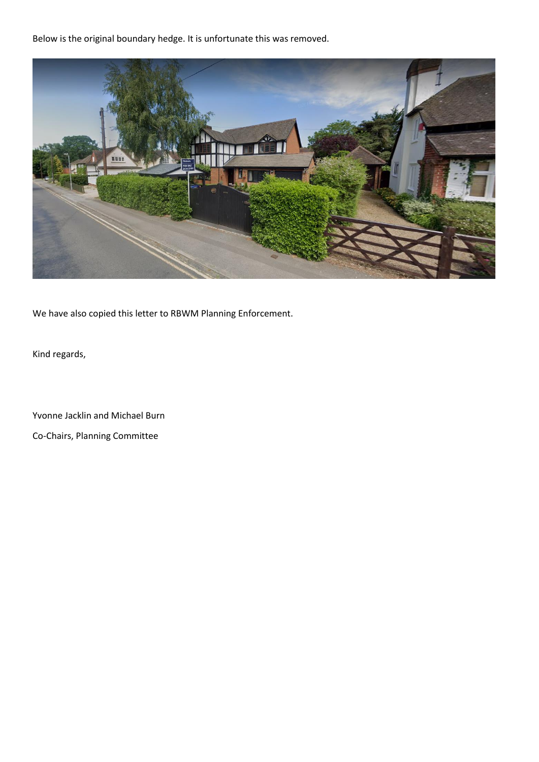Below is the original boundary hedge. It is unfortunate this was removed.

We have also copied this letter to RBWM Planning Enforcement.

Kind regards,

Yvonne Jacklin and Michael Burn

Co-Chairs, Planning Committee